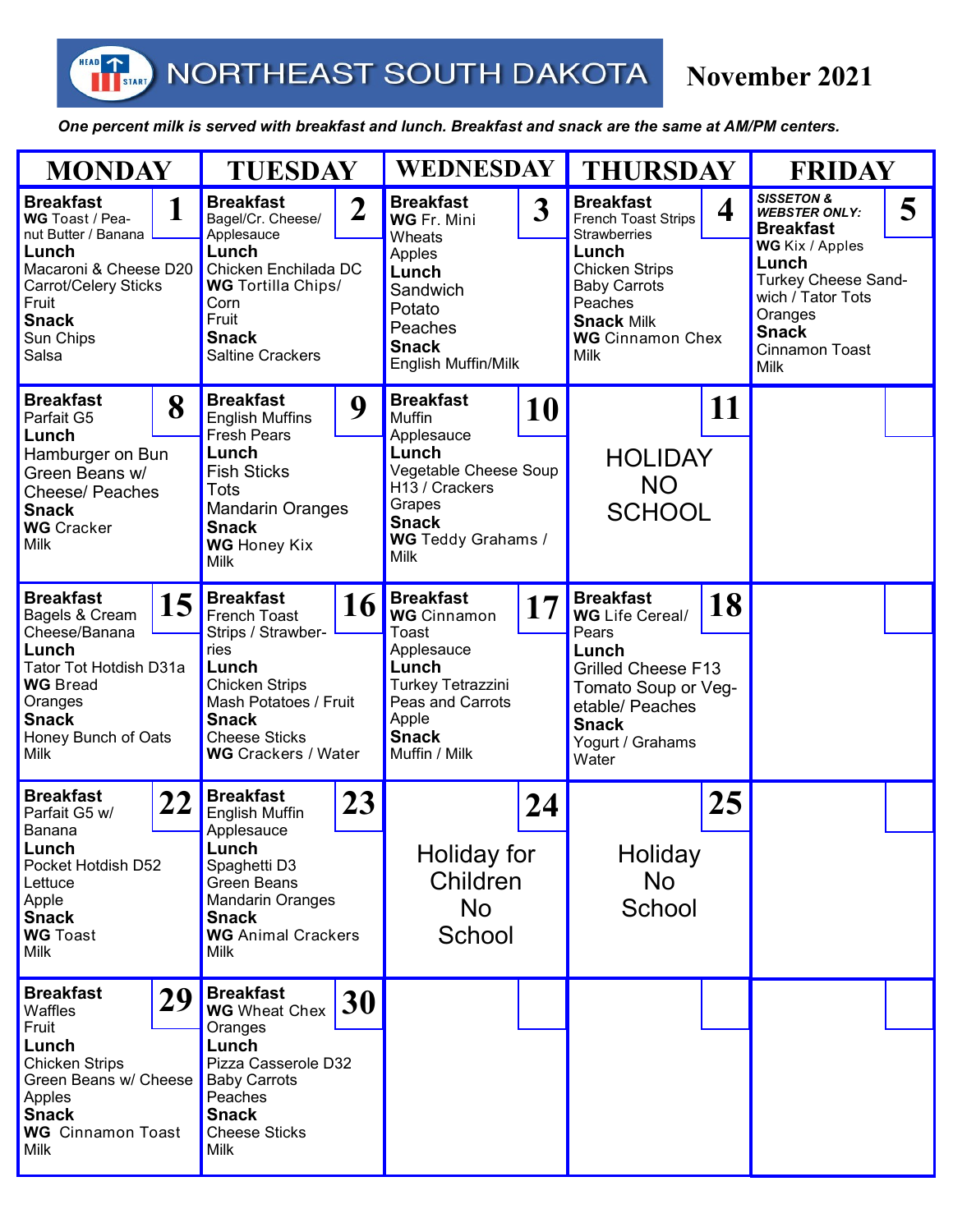# NORTHEAST SOUTH DAKOTA — November 2021

*One percent milk is served with breakfast and lunch. Breakfast and snack are the same at AM/PM centers.*

| MONDAY | TUESDAY | WEDNESDAY | THURSDAY | FRIDAY |
|---|---|---|---|---|
| **1** **Breakfast** WG Toast / Peanut Butter / Banana **Lunch** Macaroni & Cheese D20 Carrot/Celery Sticks Fruit **Snack** Sun Chips Salsa | **2** **Breakfast** Bagel/Cr. Cheese/ Applesauce **Lunch** Chicken Enchilada DC **WG** Tortilla Chips/ Corn Fruit **Snack** Saltine Crackers | **3** **Breakfast** **WG** Fr. Mini Wheats Apples **Lunch** Sandwich Potato Peaches **Snack** English Muffin/Milk | **4** **Breakfast** French Toast Strips Strawberries **Lunch** Chicken Strips Baby Carrots Peaches **Snack** Milk **WG** Cinnamon Chex Milk | **5** ***SISSETON & WEBSTER ONLY:*** **Breakfast** **WG** Kix / Apples **Lunch** Turkey Cheese Sandwich / Tator Tots Oranges **Snack** Cinnamon Toast Milk |
| **8** **Breakfast** Parfait G5 **Lunch** Hamburger on Bun Green Beans w/ Cheese/ Peaches **Snack** **WG** Cracker Milk | **9** **Breakfast** English Muffins Fresh Pears **Lunch** Fish Sticks Tots Mandarin Oranges **Snack** **WG** Honey Kix Milk | **10** **Breakfast** Muffin Applesauce **Lunch** Vegetable Cheese Soup H13 / Crackers Grapes **Snack** **WG** Teddy Grahams / Milk | **11** HOLIDAY NO SCHOOL | |
| **15** **Breakfast** Bagels & Cream Cheese/Banana **Lunch** Tator Tot Hotdish D31a **WG** Bread Oranges **Snack** Honey Bunch of Oats Milk | **16** **Breakfast** French Toast Strips / Strawberries **Lunch** Chicken Strips Mash Potatoes / Fruit **Snack** Cheese Sticks **WG** Crackers / Water | **17** **Breakfast** **WG** Cinnamon Toast Applesauce **Lunch** Turkey Tetrazzini Peas and Carrots Apple **Snack** Muffin / Milk | **18** **Breakfast** **WG** Life Cereal/ Pears **Lunch** Grilled Cheese F13 Tomato Soup or Vegetable/ Peaches **Snack** Yogurt / Grahams Water | |
| **22** **Breakfast** Parfait G5 w/ Banana **Lunch** Pocket Hotdish D52 Lettuce Apple **Snack** **WG** Toast Milk | **23** **Breakfast** English Muffin Applesauce **Lunch** Spaghetti D3 Green Beans Mandarin Oranges **Snack** **WG** Animal Crackers Milk | **24** Holiday for Children No School | **25** Holiday No School | |
| **29** **Breakfast** Waffles Fruit **Lunch** Chicken Strips Green Beans w/ Cheese Apples **Snack** **WG** Cinnamon Toast Milk | **30** **Breakfast** **WG** Wheat Chex Oranges **Lunch** Pizza Casserole D32 Baby Carrots Peaches **Snack** Cheese Sticks Milk | | | |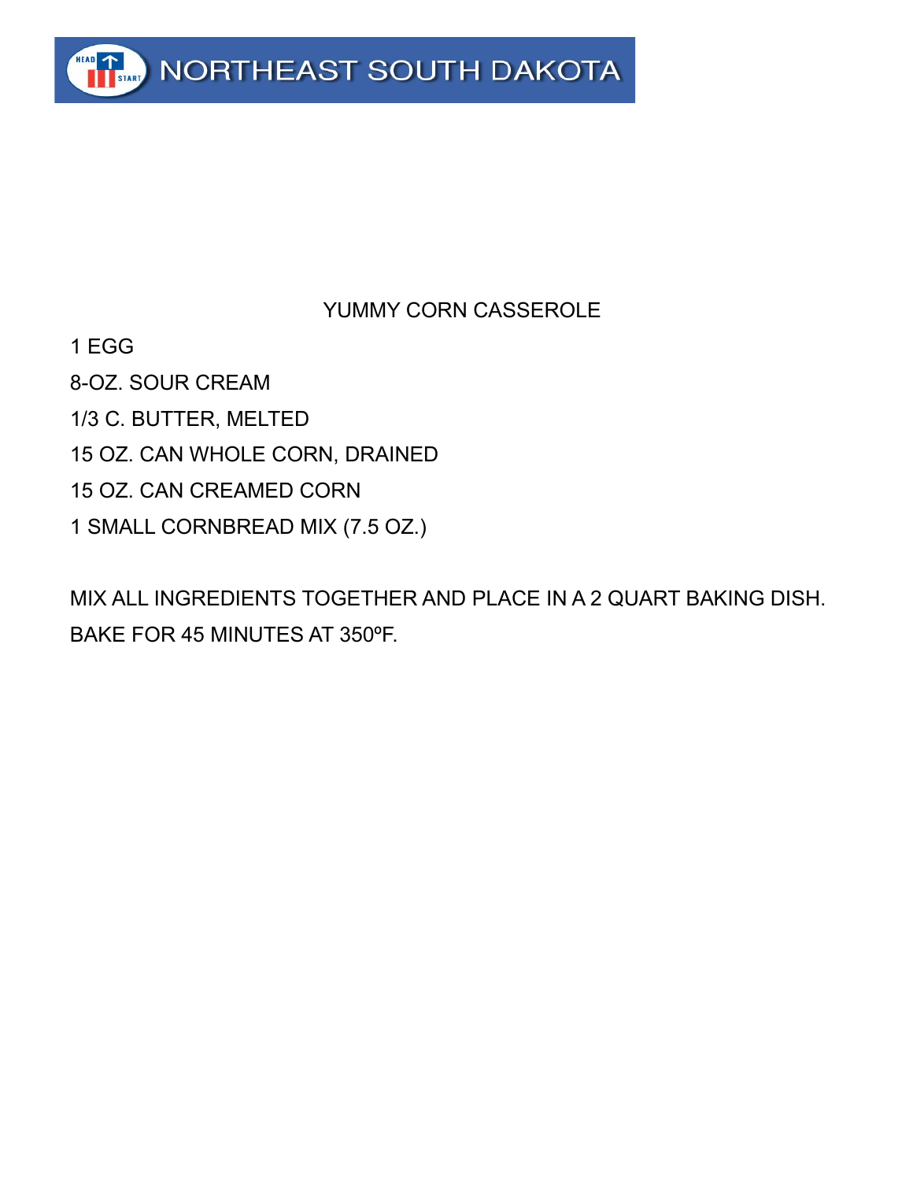NORTHEAST SOUTH DAKOTA

## YUMMY CORN CASSEROLE

1 EGG

8-OZ. SOUR CREAM

1/3 C. BUTTER, MELTED

15 OZ. CAN WHOLE CORN, DRAINED

15 OZ. CAN CREAMED CORN

1 SMALL CORNBREAD MIX (7.5 OZ.)

MIX ALL INGREDIENTS TOGETHER AND PLACE IN A 2 QUART BAKING DISH. BAKE FOR 45 MINUTES AT 350ºF.